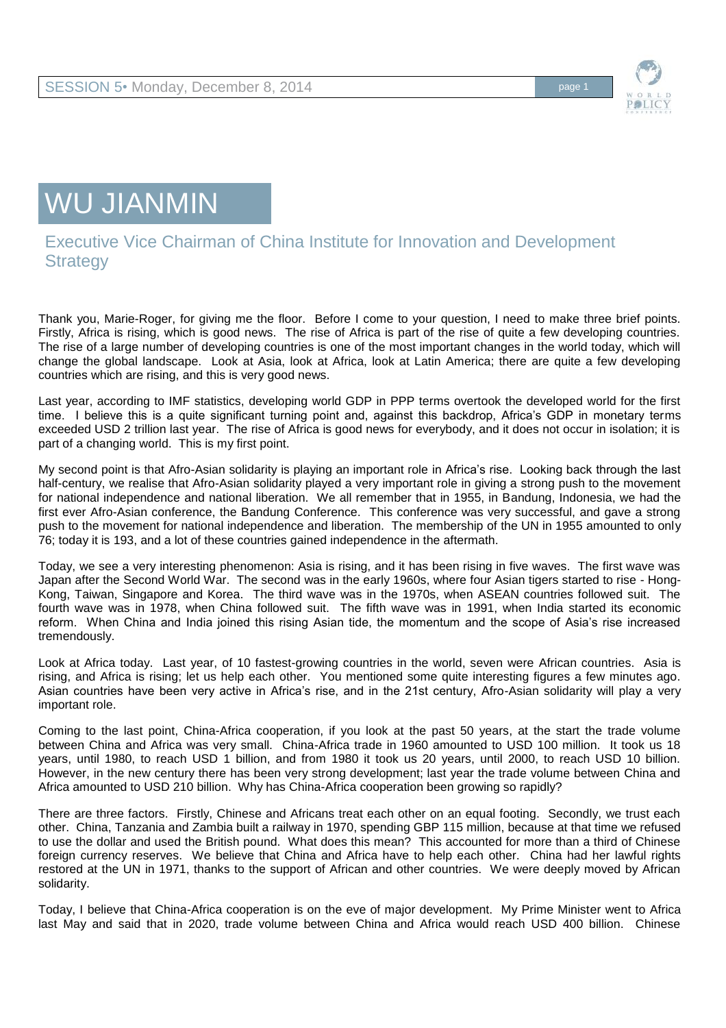# WU JIANMIN

## Executive Vice Chairman of China Institute for Innovation and Development Strategy

Thank you, Marie-Roger, for giving me the floor. Before I come to your question, I need to make three brief points. Firstly, Africa is rising, which is good news. The rise of Africa is part of the rise of quite a few developing countries. The rise of a large number of developing countries is one of the most important changes in the world today, which will change the global landscape. Look at Asia, look at Africa, look at Latin America; there are quite a few developing countries which are rising, and this is very good news.

Last year, according to IMF statistics, developing world GDP in PPP terms overtook the developed world for the first time. I believe this is a quite significant turning point and, against this backdrop, Africa's GDP in monetary terms exceeded USD 2 trillion last year. The rise of Africa is good news for everybody, and it does not occur in isolation; it is part of a changing world. This is my first point.

My second point is that Afro-Asian solidarity is playing an important role in Africa's rise. Looking back through the last half-century, we realise that Afro-Asian solidarity played a very important role in giving a strong push to the movement for national independence and national liberation. We all remember that in 1955, in Bandung, Indonesia, we had the first ever Afro-Asian conference, the Bandung Conference. This conference was very successful, and gave a strong push to the movement for national independence and liberation. The membership of the UN in 1955 amounted to only 76; today it is 193, and a lot of these countries gained independence in the aftermath.

Today, we see a very interesting phenomenon: Asia is rising, and it has been rising in five waves. The first wave was Japan after the Second World War. The second was in the early 1960s, where four Asian tigers started to rise - Hong-Kong, Taiwan, Singapore and Korea. The third wave was in the 1970s, when ASEAN countries followed suit. The fourth wave was in 1978, when China followed suit. The fifth wave was in 1991, when India started its economic reform. When China and India joined this rising Asian tide, the momentum and the scope of Asia's rise increased tremendously.

Look at Africa today. Last year, of 10 fastest-growing countries in the world, seven were African countries. Asia is rising, and Africa is rising; let us help each other. You mentioned some quite interesting figures a few minutes ago. Asian countries have been very active in Africa's rise, and in the 21st century, Afro-Asian solidarity will play a very important role.

Coming to the last point, China-Africa cooperation, if you look at the past 50 years, at the start the trade volume between China and Africa was very small. China-Africa trade in 1960 amounted to USD 100 million. It took us 18 years, until 1980, to reach USD 1 billion, and from 1980 it took us 20 years, until 2000, to reach USD 10 billion. However, in the new century there has been very strong development; last year the trade volume between China and Africa amounted to USD 210 billion. Why has China-Africa cooperation been growing so rapidly?

There are three factors. Firstly, Chinese and Africans treat each other on an equal footing. Secondly, we trust each other. China, Tanzania and Zambia built a railway in 1970, spending GBP 115 million, because at that time we refused to use the dollar and used the British pound. What does this mean? This accounted for more than a third of Chinese foreign currency reserves. We believe that China and Africa have to help each other. China had her lawful rights restored at the UN in 1971, thanks to the support of African and other countries. We were deeply moved by African solidarity.

Today, I believe that China-Africa cooperation is on the eve of major development. My Prime Minister went to Africa last May and said that in 2020, trade volume between China and Africa would reach USD 400 billion. Chinese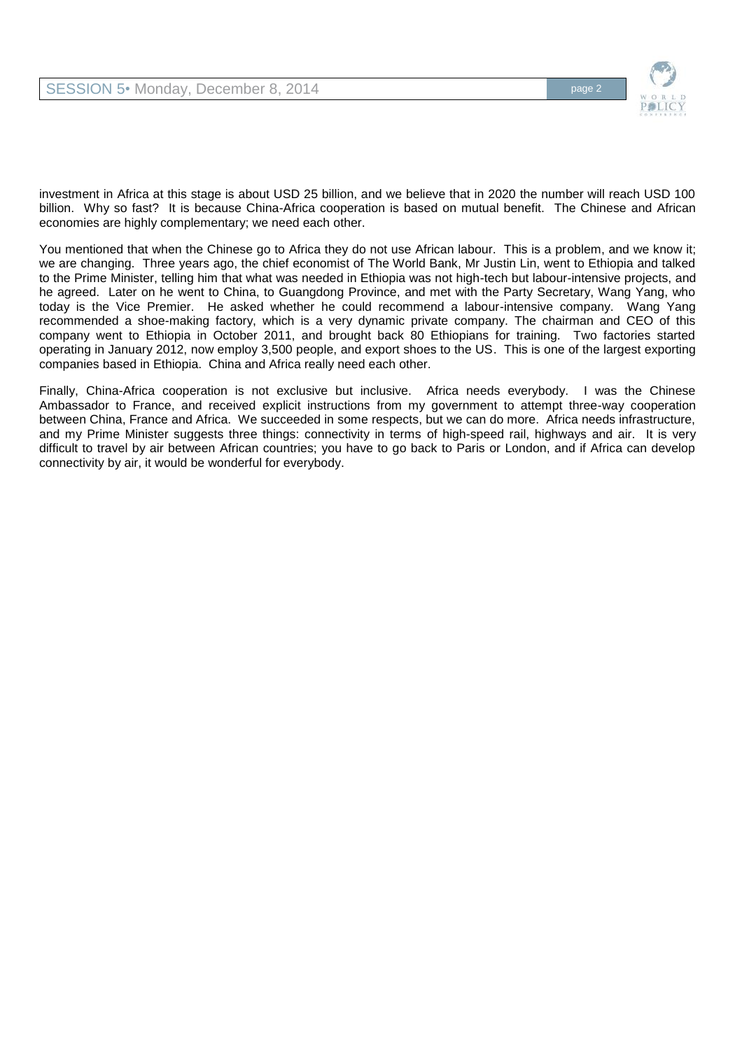investment in Africa at this stage is about USD 25 billion, and we believe that in 2020 the number will reach USD 100 billion. Why so fast? It is because China-Africa cooperation is based on mutual benefit. The Chinese and African economies are highly complementary; we need each other.

You mentioned that when the Chinese go to Africa they do not use African labour. This is a problem, and we know it; we are changing. Three years ago, the chief economist of The World Bank, Mr Justin Lin, went to Ethiopia and talked to the Prime Minister, telling him that what was needed in Ethiopia was not high-tech but labour-intensive projects, and he agreed. Later on he went to China, to Guangdong Province, and met with the Party Secretary, Wang Yang, who today is the Vice Premier. He asked whether he could recommend a labour-intensive company. Wang Yang recommended a shoe-making factory, which is a very dynamic private company. The chairman and CEO of this company went to Ethiopia in October 2011, and brought back 80 Ethiopians for training. Two factories started operating in January 2012, now employ 3,500 people, and export shoes to the US. This is one of the largest exporting companies based in Ethiopia. China and Africa really need each other.

Finally, China-Africa cooperation is not exclusive but inclusive. Africa needs everybody. I was the Chinese Ambassador to France, and received explicit instructions from my government to attempt three-way cooperation between China, France and Africa. We succeeded in some respects, but we can do more. Africa needs infrastructure, and my Prime Minister suggests three things: connectivity in terms of high-speed rail, highways and air. It is very difficult to travel by air between African countries; you have to go back to Paris or London, and if Africa can develop connectivity by air, it would be wonderful for everybody.